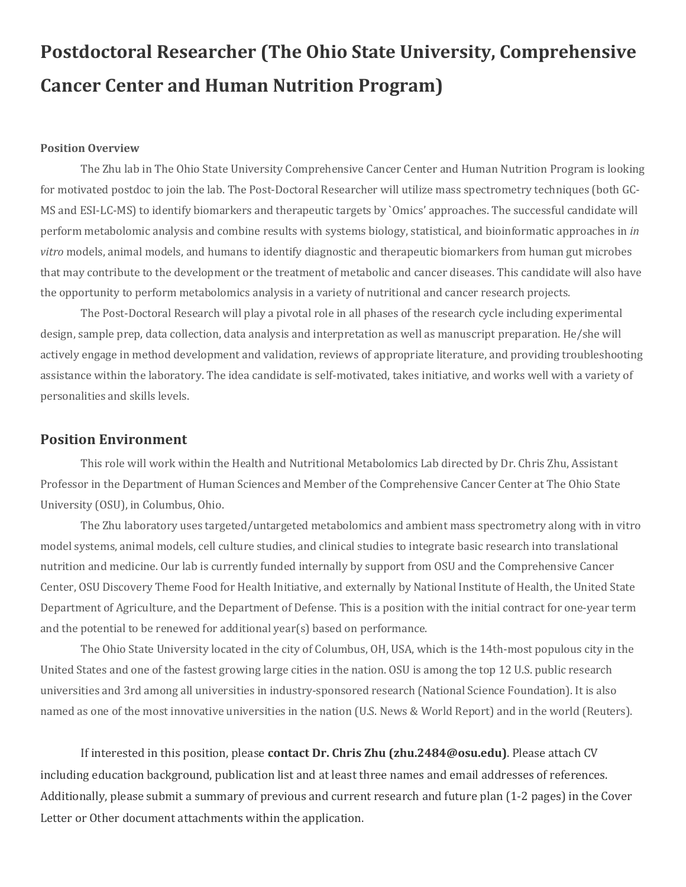# Postdoctoral Researcher (The Ohio State University, Comprehensive Cancer Center and Human Nutrition Program)

**Position Overview**

The Zhu lab in The Ohio State University Comprehensive Cancer Center and Human Nutrition Program is looking for motivated postdoc to join the lab. The Post-Doctoral Researcher will utilize mass spectrometry techniques (both GC-MS and ESI-LC-MS) to identify biomarkers and therapeutic targets by `Omics' approaches. The successful candidate will perform metabolomic analysis and combine results with systems biology, statistical, and bioinformatic approaches in *in vitro* models, animal models, and humans to identify diagnostic and therapeutic biomarkers from human gut microbes that may contribute to the development or the treatment of metabolic and cancer diseases. This candidate will also have the opportunity to perform metabolomics analysis in a variety of nutritional and cancer research projects.

The Post-Doctoral Research will play a pivotal role in all phases of the research cycle including experimental design, sample prep, data collection, data analysis and interpretation as well as manuscript preparation. He/she will actively engage in method development and validation, reviews of appropriate literature, and providing troubleshooting assistance within the laboratory. The idea candidate is self-motivated, takes initiative, and works well with a variety of personalities and skills levels.

## Position Environment

This role will work within the Health and Nutritional Metabolomics Lab directed by Dr. Chris Zhu, Assistant Professor in the Department of Human Sciences and Member of the Comprehensive Cancer Center at The Ohio State University (OSU), in Columbus, Ohio.

The Zhu laboratory uses targeted/untargeted metabolomics and ambient mass spectrometry along with in vitro model systems, animal models, cell culture studies, and clinical studies to integrate basic research into translational nutrition and medicine. Our lab is currently funded internally by support from OSU and the Comprehensive Cancer Center, OSU Discovery Theme Food for Health Initiative, and externally by National Institute of Health, the United State Department of Agriculture, and the Department of Defense. This is a position with the initial contract for one-year term and the potential to be renewed for additional year(s) based on performance.

The Ohio State University located in the city of Columbus, OH, USA, which is the 14th-most populous city in the United States and one of the fastest growing large cities in the nation. OSU is among the top 12 U.S. public research universities and 3rd among all universities in industry-sponsored research (National Science Foundation). It is also named as one of the most innovative universities in the nation (U.S. News & World Report) and in the world (Reuters).

If interested in this position, please **contact Dr. Chris Zhu (zhu.2484@osu.edu)**. Please attach CV including education background, publication list and at least three names and email addresses of references. Additionally, please submit a summary of previous and current research and future plan (1-2 pages) in the Cover Letter or Other document attachments within the application.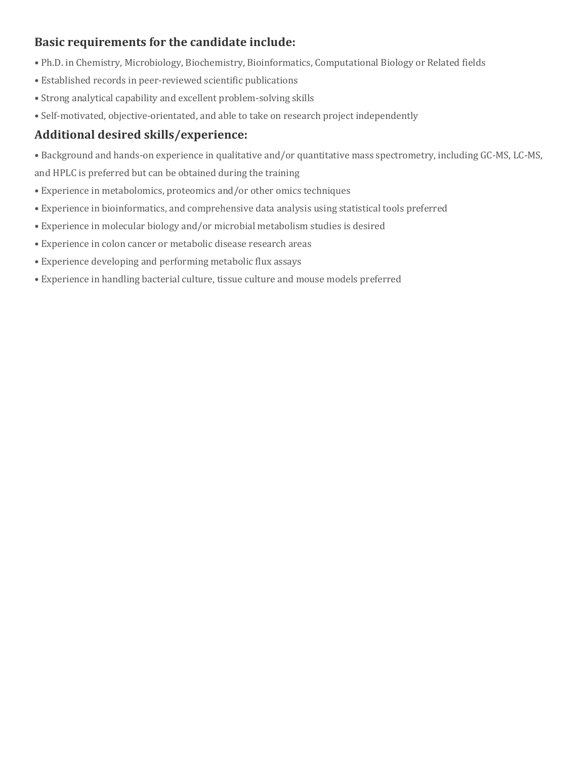### Basic requirements for the candidate include:

- Ph.D. in Chemistry, Microbiology, Biochemistry, Bioinformatics, Computational Biology or Related fields
- Established records in peer-reviewed scientific publications
- Strong analytical capability and excellent problem-solving skills
- Self-motivated, objective-orientated, and able to take on research project independently

### Additional desired skills/experience:

- Background and hands-on experience in qualitative and/or quantitative mass spectrometry, including GC-MS, LC-MS, and HPLC is preferred but can be obtained during the training
- Experience in metabolomics, proteomics and/or other omics techniques
- Experience in bioinformatics, and comprehensive data analysis using statistical tools preferred
- Experience in molecular biology and/or microbial metabolism studies is desired
- Experience in colon cancer or metabolic disease research areas
- Experience developing and performing metabolic flux assays
- Experience in handling bacterial culture, tissue culture and mouse models preferred